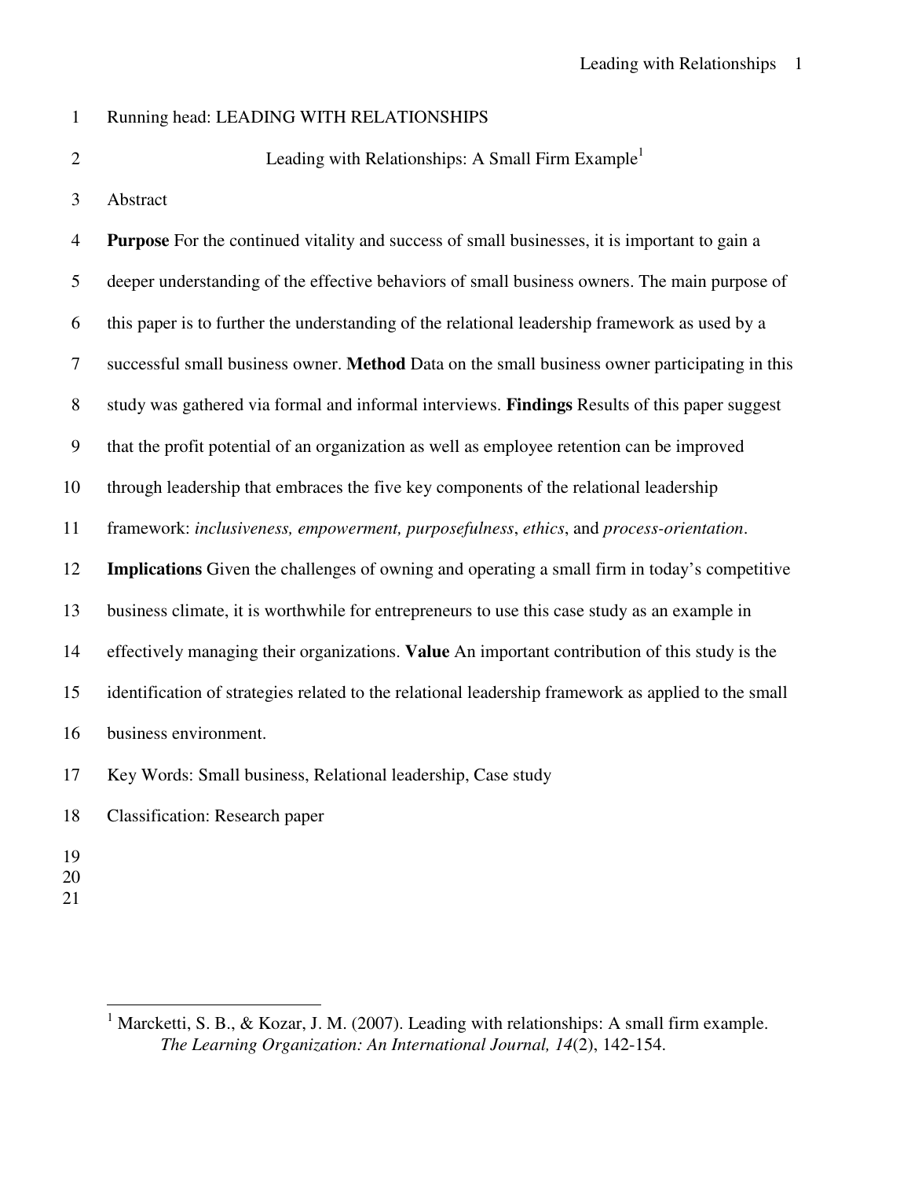Running head: LEADING WITH RELATIONSHIPS

# Leading with Relationships: A Small Firm Example[1]

## Abstract

**Purpose** For the continued vitality and success of small businesses, it is important to gain a deeper understanding of the effective behaviors of small business owners. The main purpose of this paper is to further the understanding of the relational leadership framework as used by a successful small business owner. **Method** Data on the small business owner participating in this study was gathered via formal and informal interviews. **Findings** Results of this paper suggest that the profit potential of an organization as well as employee retention can be improved through leadership that embraces the five key components of the relational leadership framework: *inclusiveness, empowerment, purposefulness*, *ethics*, and *process-orientation*. **Implications** Given the challenges of owning and operating a small firm in today's competitive business climate, it is worthwhile for entrepreneurs to use this case study as an example in effectively managing their organizations. **Value** An important contribution of this study is the identification of strategies related to the relational leadership framework as applied to the small business environment.

Key Words: Small business, Relational leadership, Case study

Classification: Research paper

---

[1] Marcketti, S. B., & Kozar, J. M. (2007). Leading with relationships: A small firm example. *The Learning Organization: An International Journal, 14*(2), 142-154.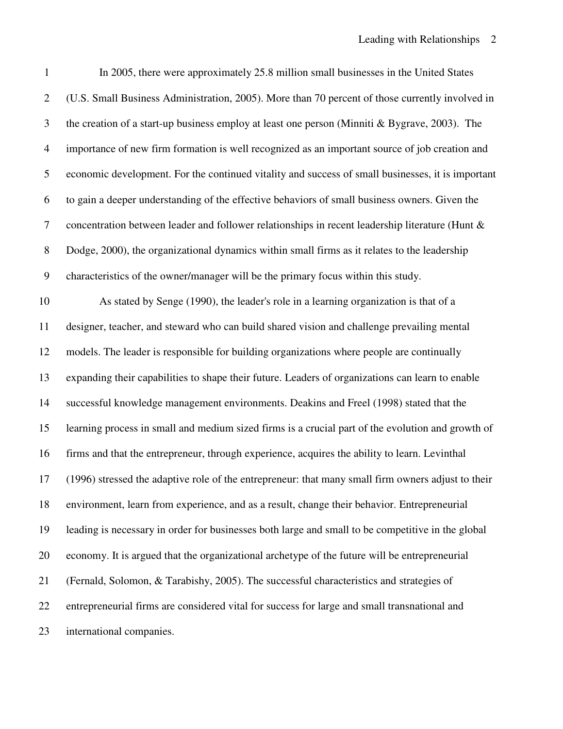In 2005, there were approximately 25.8 million small businesses in the United States (U.S. Small Business Administration, 2005). More than 70 percent of those currently involved in the creation of a start-up business employ at least one person (Minniti & Bygrave, 2003). The importance of new firm formation is well recognized as an important source of job creation and economic development. For the continued vitality and success of small businesses, it is important to gain a deeper understanding of the effective behaviors of small business owners. Given the concentration between leader and follower relationships in recent leadership literature (Hunt & Dodge, 2000), the organizational dynamics within small firms as it relates to the leadership characteristics of the owner/manager will be the primary focus within this study.

As stated by Senge (1990), the leader's role in a learning organization is that of a designer, teacher, and steward who can build shared vision and challenge prevailing mental models. The leader is responsible for building organizations where people are continually expanding their capabilities to shape their future. Leaders of organizations can learn to enable successful knowledge management environments. Deakins and Freel (1998) stated that the learning process in small and medium sized firms is a crucial part of the evolution and growth of firms and that the entrepreneur, through experience, acquires the ability to learn. Levinthal (1996) stressed the adaptive role of the entrepreneur: that many small firm owners adjust to their environment, learn from experience, and as a result, change their behavior. Entrepreneurial leading is necessary in order for businesses both large and small to be competitive in the global economy. It is argued that the organizational archetype of the future will be entrepreneurial (Fernald, Solomon, & Tarabishy, 2005). The successful characteristics and strategies of entrepreneurial firms are considered vital for success for large and small transnational and international companies.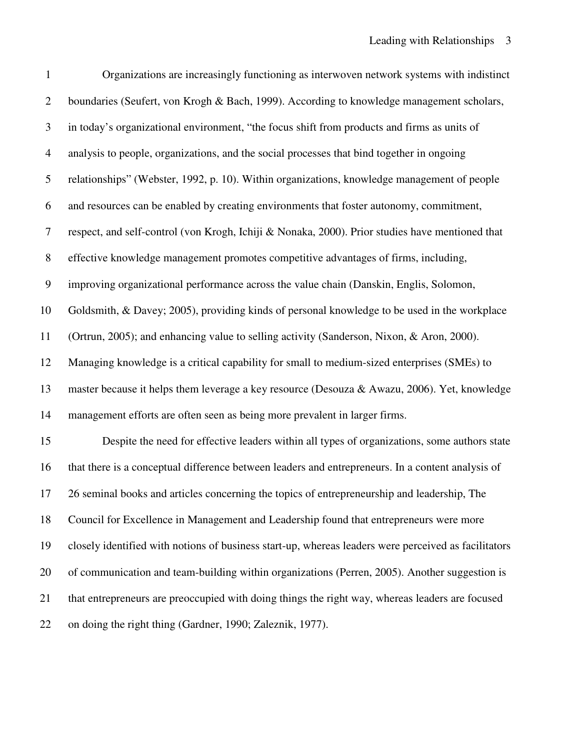Organizations are increasingly functioning as interwoven network systems with indistinct boundaries (Seufert, von Krogh & Bach, 1999). According to knowledge management scholars, in today's organizational environment, "the focus shift from products and firms as units of analysis to people, organizations, and the social processes that bind together in ongoing relationships" (Webster, 1992, p. 10). Within organizations, knowledge management of people and resources can be enabled by creating environments that foster autonomy, commitment, respect, and self-control (von Krogh, Ichiji & Nonaka, 2000). Prior studies have mentioned that effective knowledge management promotes competitive advantages of firms, including, improving organizational performance across the value chain (Danskin, Englis, Solomon, Goldsmith, & Davey; 2005), providing kinds of personal knowledge to be used in the workplace (Ortrun, 2005); and enhancing value to selling activity (Sanderson, Nixon, & Aron, 2000). Managing knowledge is a critical capability for small to medium-sized enterprises (SMEs) to master because it helps them leverage a key resource (Desouza & Awazu, 2006). Yet, knowledge management efforts are often seen as being more prevalent in larger firms.

Despite the need for effective leaders within all types of organizations, some authors state that there is a conceptual difference between leaders and entrepreneurs. In a content analysis of 26 seminal books and articles concerning the topics of entrepreneurship and leadership, The Council for Excellence in Management and Leadership found that entrepreneurs were more closely identified with notions of business start-up, whereas leaders were perceived as facilitators of communication and team-building within organizations (Perren, 2005). Another suggestion is that entrepreneurs are preoccupied with doing things the right way, whereas leaders are focused on doing the right thing (Gardner, 1990; Zaleznik, 1977).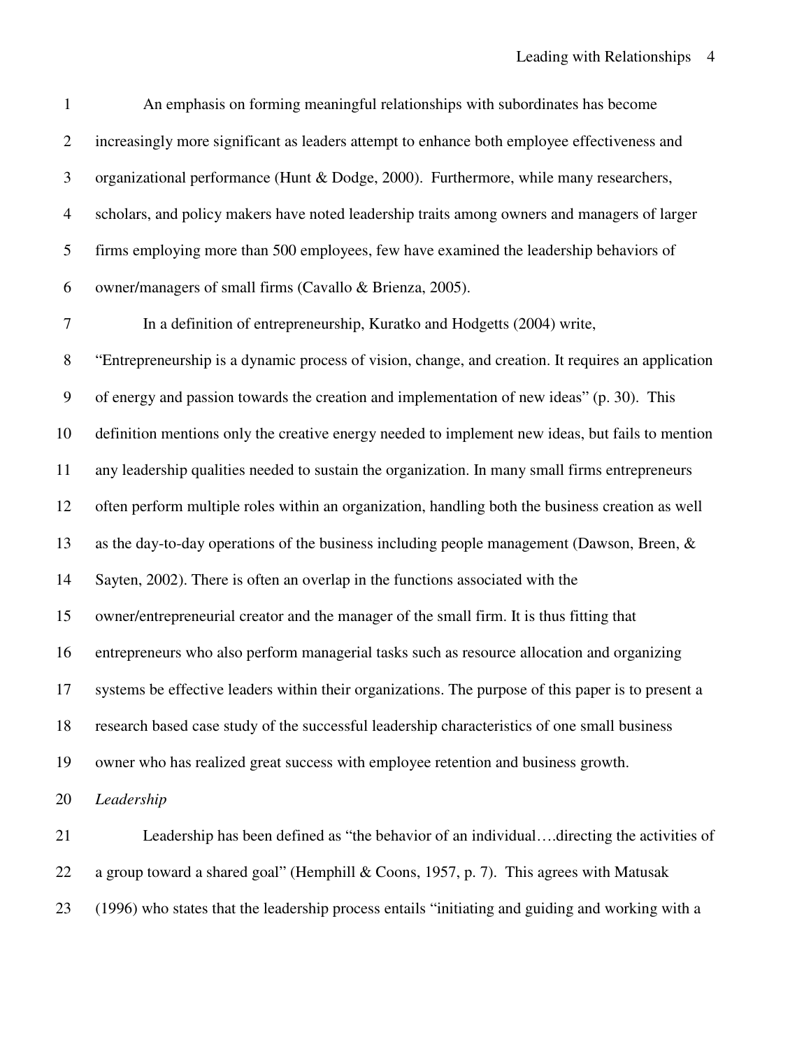An emphasis on forming meaningful relationships with subordinates has become increasingly more significant as leaders attempt to enhance both employee effectiveness and organizational performance (Hunt & Dodge, 2000). Furthermore, while many researchers, scholars, and policy makers have noted leadership traits among owners and managers of larger firms employing more than 500 employees, few have examined the leadership behaviors of owner/managers of small firms (Cavallo & Brienza, 2005).

In a definition of entrepreneurship, Kuratko and Hodgetts (2004) write, "Entrepreneurship is a dynamic process of vision, change, and creation. It requires an application of energy and passion towards the creation and implementation of new ideas" (p. 30). This definition mentions only the creative energy needed to implement new ideas, but fails to mention any leadership qualities needed to sustain the organization. In many small firms entrepreneurs often perform multiple roles within an organization, handling both the business creation as well as the day-to-day operations of the business including people management (Dawson, Breen, & Sayten, 2002). There is often an overlap in the functions associated with the owner/entrepreneurial creator and the manager of the small firm. It is thus fitting that entrepreneurs who also perform managerial tasks such as resource allocation and organizing systems be effective leaders within their organizations. The purpose of this paper is to present a research based case study of the successful leadership characteristics of one small business owner who has realized great success with employee retention and business growth.

*Leadership*

Leadership has been defined as "the behavior of an individual….directing the activities of a group toward a shared goal" (Hemphill & Coons, 1957, p. 7). This agrees with Matusak (1996) who states that the leadership process entails "initiating and guiding and working with a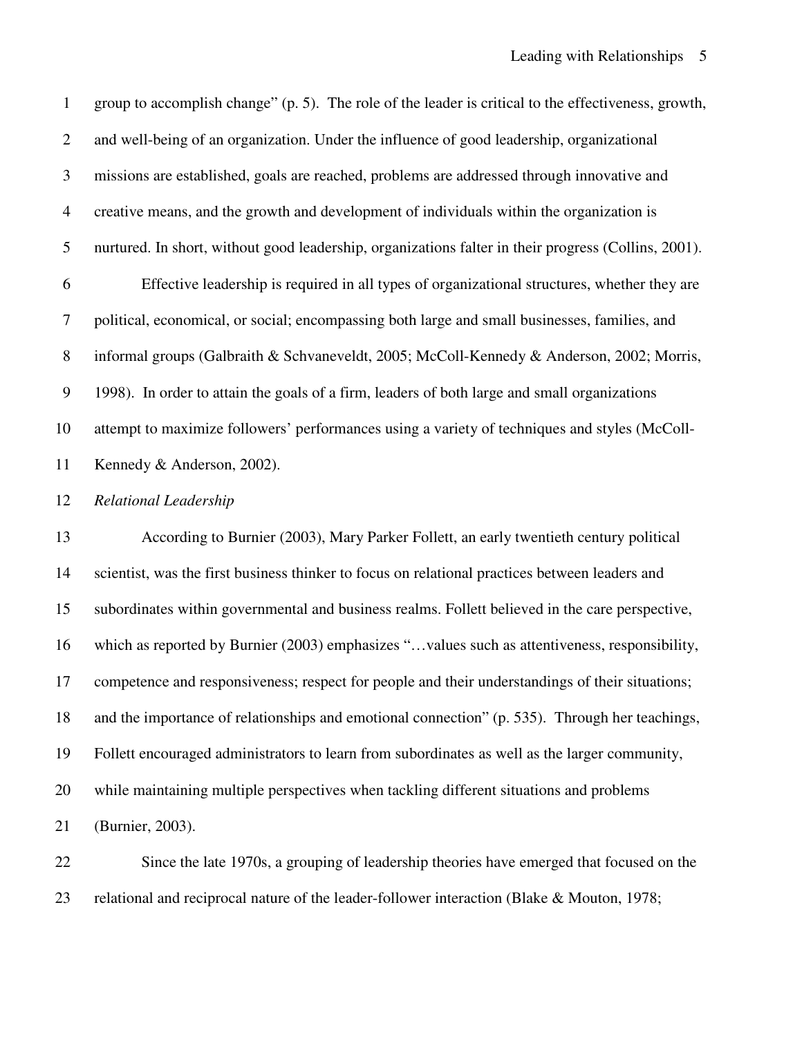group to accomplish change" (p. 5). The role of the leader is critical to the effectiveness, growth, and well-being of an organization. Under the influence of good leadership, organizational missions are established, goals are reached, problems are addressed through innovative and creative means, and the growth and development of individuals within the organization is nurtured. In short, without good leadership, organizations falter in their progress (Collins, 2001).

Effective leadership is required in all types of organizational structures, whether they are political, economical, or social; encompassing both large and small businesses, families, and informal groups (Galbraith & Schvaneveldt, 2005; McColl-Kennedy & Anderson, 2002; Morris, 1998). In order to attain the goals of a firm, leaders of both large and small organizations attempt to maximize followers' performances using a variety of techniques and styles (McColl-Kennedy & Anderson, 2002).

### *Relational Leadership*

According to Burnier (2003), Mary Parker Follett, an early twentieth century political scientist, was the first business thinker to focus on relational practices between leaders and subordinates within governmental and business realms. Follett believed in the care perspective, which as reported by Burnier (2003) emphasizes "…values such as attentiveness, responsibility, competence and responsiveness; respect for people and their understandings of their situations; and the importance of relationships and emotional connection" (p. 535). Through her teachings, Follett encouraged administrators to learn from subordinates as well as the larger community, while maintaining multiple perspectives when tackling different situations and problems (Burnier, 2003).

Since the late 1970s, a grouping of leadership theories have emerged that focused on the relational and reciprocal nature of the leader-follower interaction (Blake & Mouton, 1978;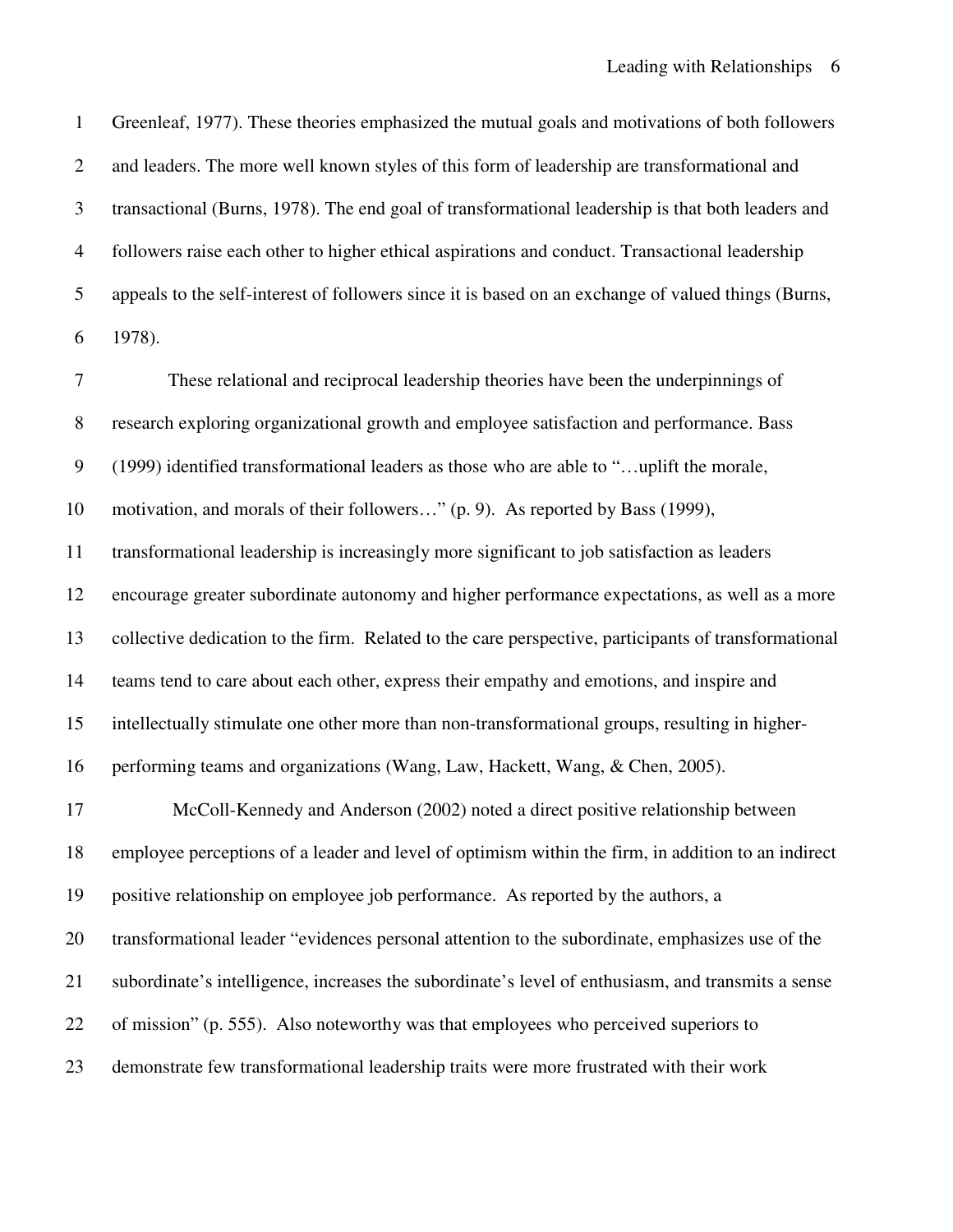Greenleaf, 1977). These theories emphasized the mutual goals and motivations of both followers and leaders. The more well known styles of this form of leadership are transformational and transactional (Burns, 1978). The end goal of transformational leadership is that both leaders and followers raise each other to higher ethical aspirations and conduct. Transactional leadership appeals to the self-interest of followers since it is based on an exchange of valued things (Burns, 1978).

These relational and reciprocal leadership theories have been the underpinnings of research exploring organizational growth and employee satisfaction and performance. Bass (1999) identified transformational leaders as those who are able to "…uplift the morale, motivation, and morals of their followers…" (p. 9). As reported by Bass (1999), transformational leadership is increasingly more significant to job satisfaction as leaders encourage greater subordinate autonomy and higher performance expectations, as well as a more collective dedication to the firm. Related to the care perspective, participants of transformational teams tend to care about each other, express their empathy and emotions, and inspire and intellectually stimulate one other more than non-transformational groups, resulting in higher-performing teams and organizations (Wang, Law, Hackett, Wang, & Chen, 2005).

McColl-Kennedy and Anderson (2002) noted a direct positive relationship between employee perceptions of a leader and level of optimism within the firm, in addition to an indirect positive relationship on employee job performance. As reported by the authors, a transformational leader "evidences personal attention to the subordinate, emphasizes use of the subordinate's intelligence, increases the subordinate's level of enthusiasm, and transmits a sense of mission" (p. 555). Also noteworthy was that employees who perceived superiors to demonstrate few transformational leadership traits were more frustrated with their work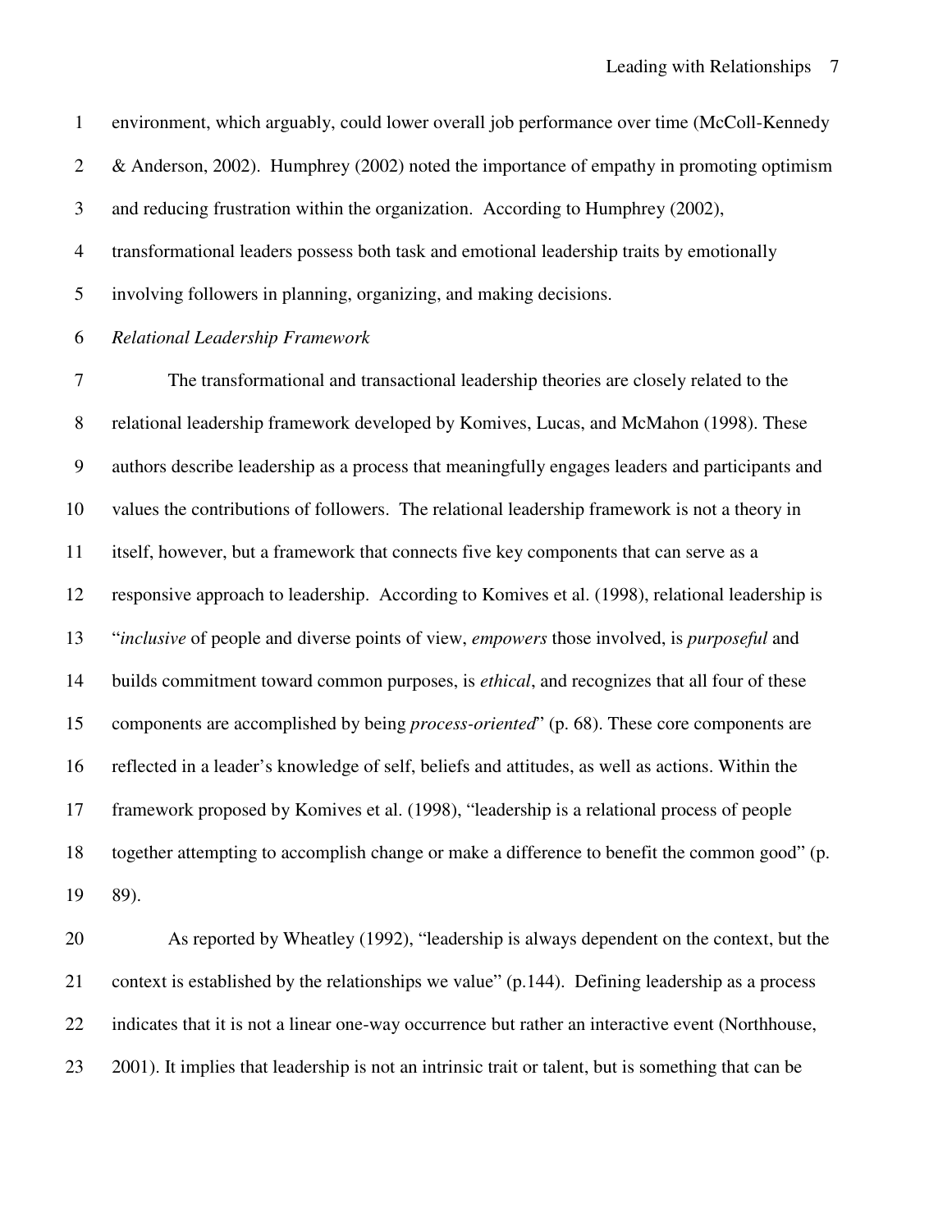environment, which arguably, could lower overall job performance over time (McColl-Kennedy & Anderson, 2002). Humphrey (2002) noted the importance of empathy in promoting optimism and reducing frustration within the organization. According to Humphrey (2002), transformational leaders possess both task and emotional leadership traits by emotionally involving followers in planning, organizing, and making decisions.

*Relational Leadership Framework*

The transformational and transactional leadership theories are closely related to the relational leadership framework developed by Komives, Lucas, and McMahon (1998). These authors describe leadership as a process that meaningfully engages leaders and participants and values the contributions of followers. The relational leadership framework is not a theory in itself, however, but a framework that connects five key components that can serve as a responsive approach to leadership. According to Komives et al. (1998), relational leadership is "*inclusive* of people and diverse points of view, *empowers* those involved, is *purposeful* and builds commitment toward common purposes, is *ethical*, and recognizes that all four of these components are accomplished by being *process-oriented*" (p. 68). These core components are reflected in a leader's knowledge of self, beliefs and attitudes, as well as actions. Within the framework proposed by Komives et al. (1998), "leadership is a relational process of people together attempting to accomplish change or make a difference to benefit the common good" (p. 89).

As reported by Wheatley (1992), "leadership is always dependent on the context, but the context is established by the relationships we value" (p.144). Defining leadership as a process indicates that it is not a linear one-way occurrence but rather an interactive event (Northhouse, 2001). It implies that leadership is not an intrinsic trait or talent, but is something that can be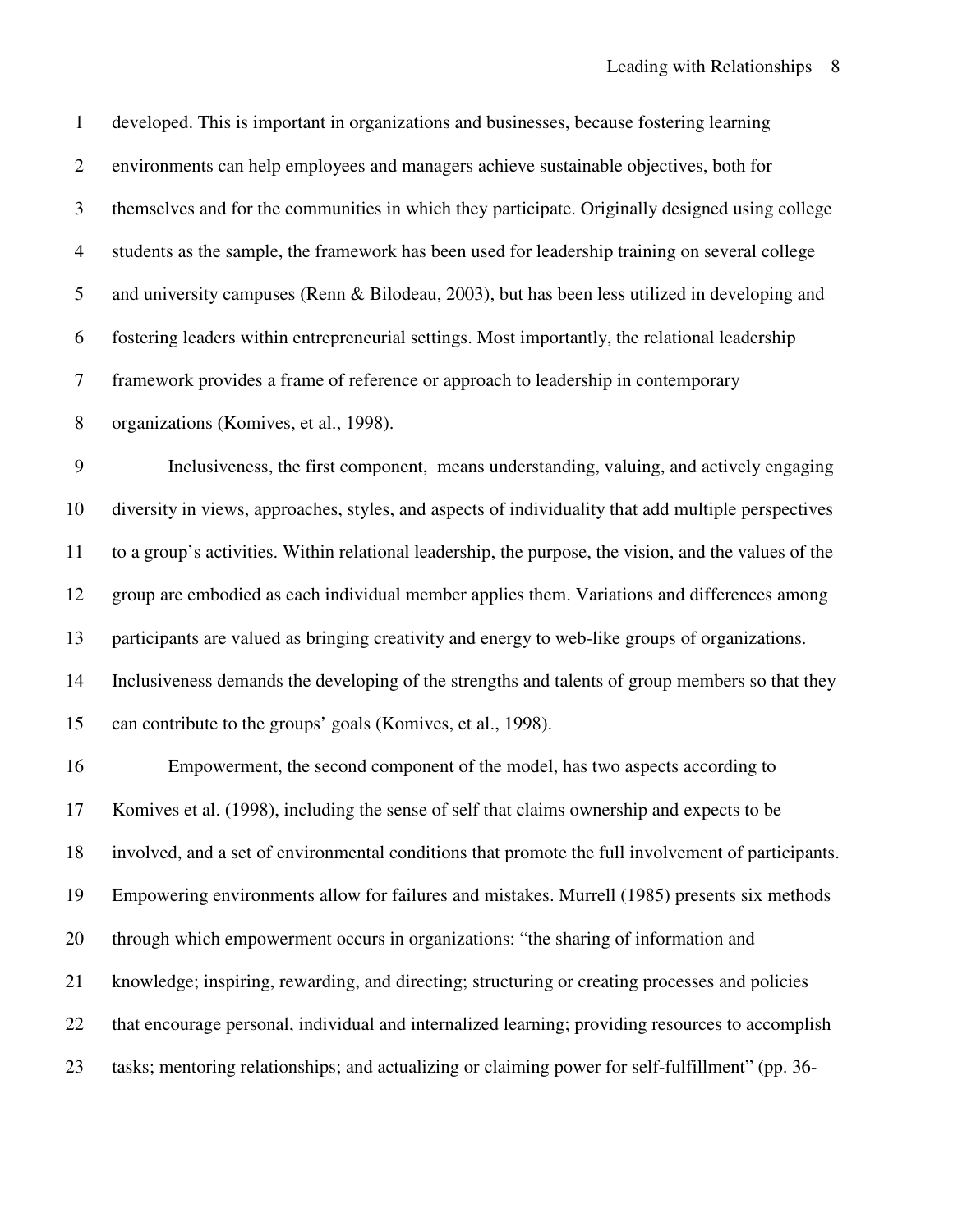developed. This is important in organizations and businesses, because fostering learning environments can help employees and managers achieve sustainable objectives, both for themselves and for the communities in which they participate. Originally designed using college students as the sample, the framework has been used for leadership training on several college and university campuses (Renn & Bilodeau, 2003), but has been less utilized in developing and fostering leaders within entrepreneurial settings. Most importantly, the relational leadership framework provides a frame of reference or approach to leadership in contemporary organizations (Komives, et al., 1998).

Inclusiveness, the first component, means understanding, valuing, and actively engaging diversity in views, approaches, styles, and aspects of individuality that add multiple perspectives to a group's activities. Within relational leadership, the purpose, the vision, and the values of the group are embodied as each individual member applies them. Variations and differences among participants are valued as bringing creativity and energy to web-like groups of organizations. Inclusiveness demands the developing of the strengths and talents of group members so that they can contribute to the groups' goals (Komives, et al., 1998).

Empowerment, the second component of the model, has two aspects according to Komives et al. (1998), including the sense of self that claims ownership and expects to be involved, and a set of environmental conditions that promote the full involvement of participants. Empowering environments allow for failures and mistakes. Murrell (1985) presents six methods through which empowerment occurs in organizations: "the sharing of information and knowledge; inspiring, rewarding, and directing; structuring or creating processes and policies that encourage personal, individual and internalized learning; providing resources to accomplish tasks; mentoring relationships; and actualizing or claiming power for self-fulfillment" (pp. 36-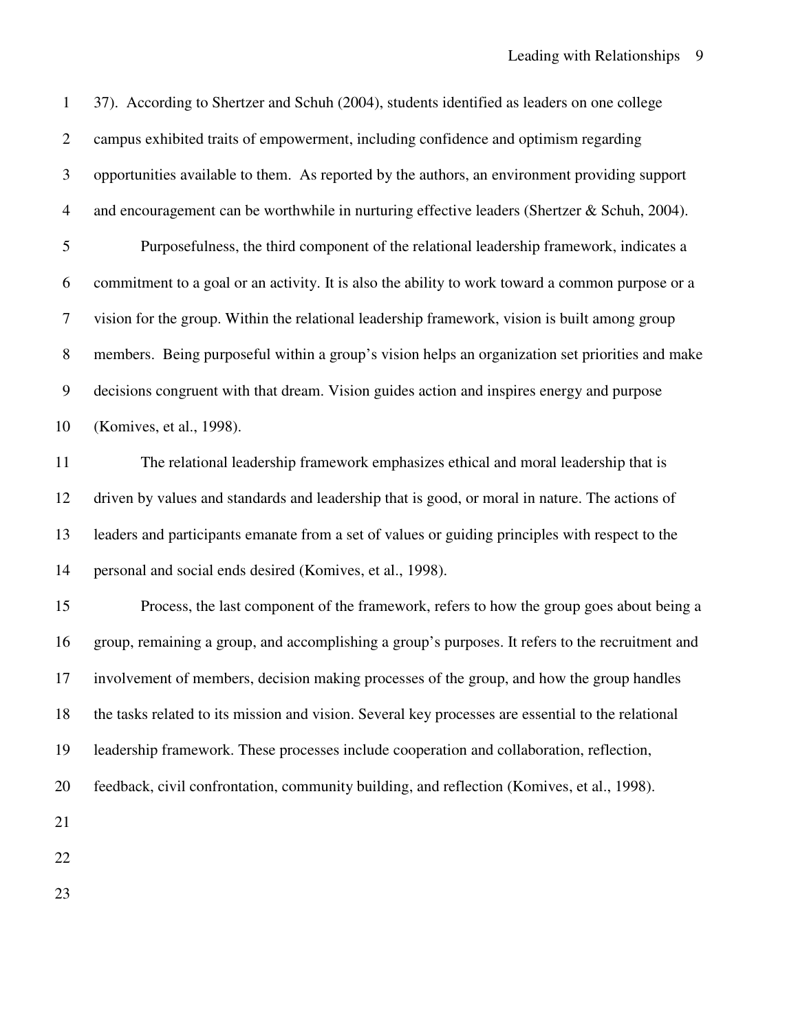37). According to Shertzer and Schuh (2004), students identified as leaders on one college campus exhibited traits of empowerment, including confidence and optimism regarding opportunities available to them. As reported by the authors, an environment providing support and encouragement can be worthwhile in nurturing effective leaders (Shertzer & Schuh, 2004).

Purposefulness, the third component of the relational leadership framework, indicates a commitment to a goal or an activity. It is also the ability to work toward a common purpose or a vision for the group. Within the relational leadership framework, vision is built among group members. Being purposeful within a group's vision helps an organization set priorities and make decisions congruent with that dream. Vision guides action and inspires energy and purpose (Komives, et al., 1998).

The relational leadership framework emphasizes ethical and moral leadership that is driven by values and standards and leadership that is good, or moral in nature. The actions of leaders and participants emanate from a set of values or guiding principles with respect to the personal and social ends desired (Komives, et al., 1998).

Process, the last component of the framework, refers to how the group goes about being a group, remaining a group, and accomplishing a group's purposes. It refers to the recruitment and involvement of members, decision making processes of the group, and how the group handles the tasks related to its mission and vision. Several key processes are essential to the relational leadership framework. These processes include cooperation and collaboration, reflection, feedback, civil confrontation, community building, and reflection (Komives, et al., 1998).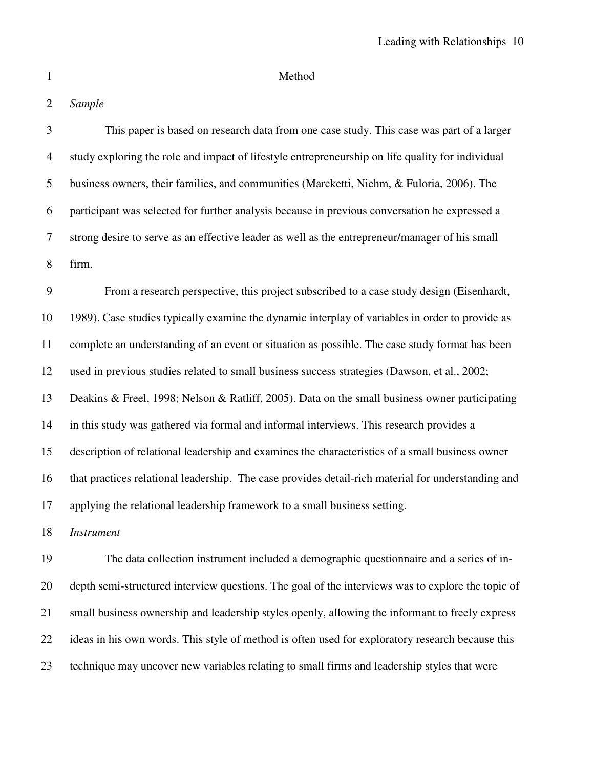# Method

## *Sample*

This paper is based on research data from one case study. This case was part of a larger study exploring the role and impact of lifestyle entrepreneurship on life quality for individual business owners, their families, and communities (Marcketti, Niehm, & Fuloria, 2006). The participant was selected for further analysis because in previous conversation he expressed a strong desire to serve as an effective leader as well as the entrepreneur/manager of his small firm.

From a research perspective, this project subscribed to a case study design (Eisenhardt, 1989). Case studies typically examine the dynamic interplay of variables in order to provide as complete an understanding of an event or situation as possible. The case study format has been used in previous studies related to small business success strategies (Dawson, et al., 2002; Deakins & Freel, 1998; Nelson & Ratliff, 2005). Data on the small business owner participating in this study was gathered via formal and informal interviews. This research provides a description of relational leadership and examines the characteristics of a small business owner that practices relational leadership. The case provides detail-rich material for understanding and applying the relational leadership framework to a small business setting.

## *Instrument*

The data collection instrument included a demographic questionnaire and a series of in-depth semi-structured interview questions. The goal of the interviews was to explore the topic of small business ownership and leadership styles openly, allowing the informant to freely express ideas in his own words. This style of method is often used for exploratory research because this technique may uncover new variables relating to small firms and leadership styles that were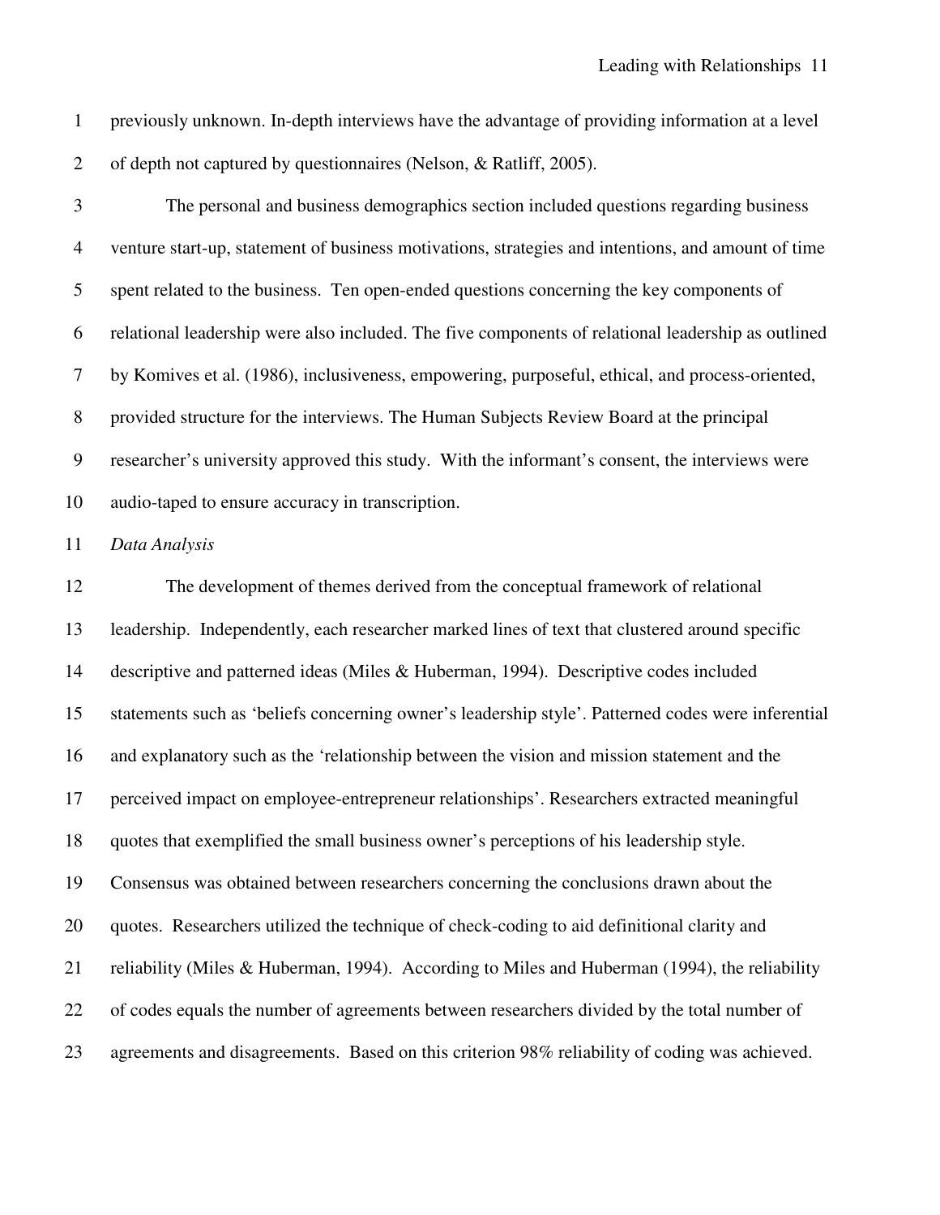previously unknown. In-depth interviews have the advantage of providing information at a level of depth not captured by questionnaires (Nelson, & Ratliff, 2005).

The personal and business demographics section included questions regarding business venture start-up, statement of business motivations, strategies and intentions, and amount of time spent related to the business. Ten open-ended questions concerning the key components of relational leadership were also included. The five components of relational leadership as outlined by Komives et al. (1986), inclusiveness, empowering, purposeful, ethical, and process-oriented, provided structure for the interviews. The Human Subjects Review Board at the principal researcher's university approved this study. With the informant's consent, the interviews were audio-taped to ensure accuracy in transcription.

*Data Analysis*

The development of themes derived from the conceptual framework of relational leadership. Independently, each researcher marked lines of text that clustered around specific descriptive and patterned ideas (Miles & Huberman, 1994). Descriptive codes included statements such as 'beliefs concerning owner's leadership style'. Patterned codes were inferential and explanatory such as the 'relationship between the vision and mission statement and the perceived impact on employee-entrepreneur relationships'. Researchers extracted meaningful quotes that exemplified the small business owner's perceptions of his leadership style. Consensus was obtained between researchers concerning the conclusions drawn about the quotes. Researchers utilized the technique of check-coding to aid definitional clarity and reliability (Miles & Huberman, 1994). According to Miles and Huberman (1994), the reliability of codes equals the number of agreements between researchers divided by the total number of agreements and disagreements. Based on this criterion 98% reliability of coding was achieved.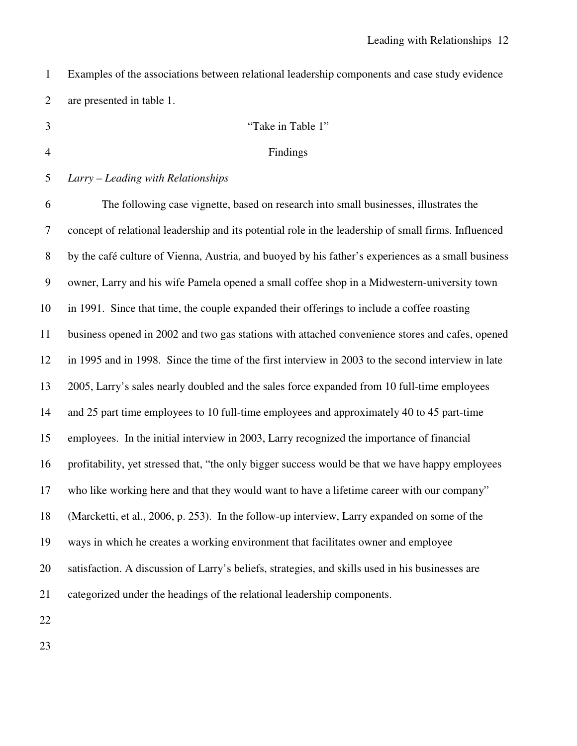Examples of the associations between relational leadership components and case study evidence are presented in table 1.

"Take in Table 1"

## Findings

### *Larry – Leading with Relationships*

The following case vignette, based on research into small businesses, illustrates the concept of relational leadership and its potential role in the leadership of small firms. Influenced by the café culture of Vienna, Austria, and buoyed by his father's experiences as a small business owner, Larry and his wife Pamela opened a small coffee shop in a Midwestern-university town in 1991. Since that time, the couple expanded their offerings to include a coffee roasting business opened in 2002 and two gas stations with attached convenience stores and cafes, opened in 1995 and in 1998. Since the time of the first interview in 2003 to the second interview in late 2005, Larry's sales nearly doubled and the sales force expanded from 10 full-time employees and 25 part time employees to 10 full-time employees and approximately 40 to 45 part-time employees. In the initial interview in 2003, Larry recognized the importance of financial profitability, yet stressed that, "the only bigger success would be that we have happy employees who like working here and that they would want to have a lifetime career with our company" (Marcketti, et al., 2006, p. 253). In the follow-up interview, Larry expanded on some of the ways in which he creates a working environment that facilitates owner and employee satisfaction. A discussion of Larry's beliefs, strategies, and skills used in his businesses are categorized under the headings of the relational leadership components.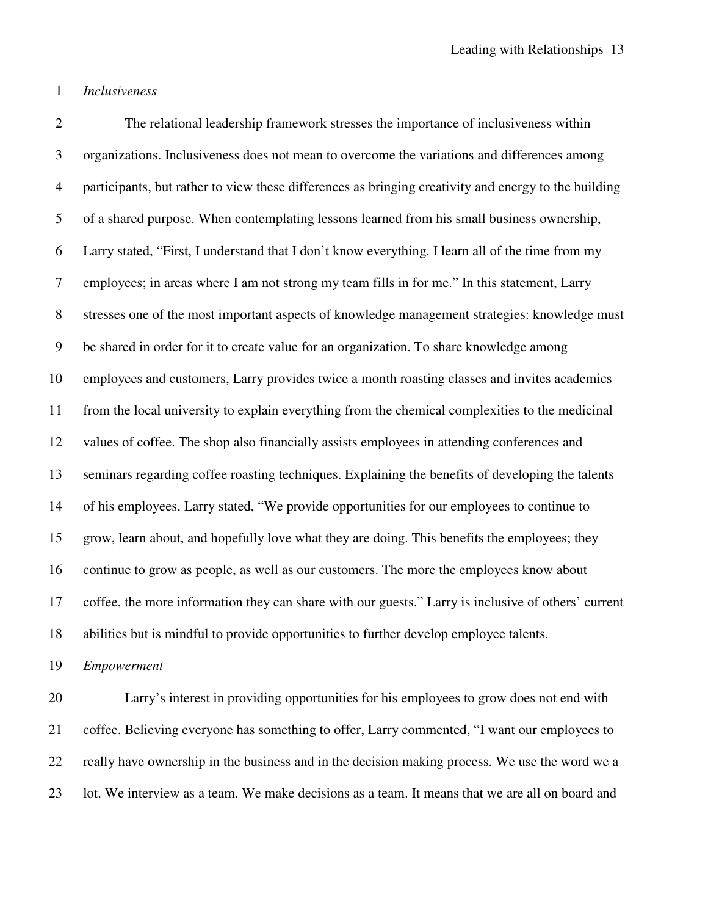*Inclusiveness*

The relational leadership framework stresses the importance of inclusiveness within organizations. Inclusiveness does not mean to overcome the variations and differences among participants, but rather to view these differences as bringing creativity and energy to the building of a shared purpose. When contemplating lessons learned from his small business ownership, Larry stated, “First, I understand that I don’t know everything. I learn all of the time from my employees; in areas where I am not strong my team fills in for me.” In this statement, Larry stresses one of the most important aspects of knowledge management strategies: knowledge must be shared in order for it to create value for an organization. To share knowledge among employees and customers, Larry provides twice a month roasting classes and invites academics from the local university to explain everything from the chemical complexities to the medicinal values of coffee. The shop also financially assists employees in attending conferences and seminars regarding coffee roasting techniques. Explaining the benefits of developing the talents of his employees, Larry stated, “We provide opportunities for our employees to continue to grow, learn about, and hopefully love what they are doing. This benefits the employees; they continue to grow as people, as well as our customers. The more the employees know about coffee, the more information they can share with our guests.” Larry is inclusive of others’ current abilities but is mindful to provide opportunities to further develop employee talents.

*Empowerment*

Larry’s interest in providing opportunities for his employees to grow does not end with coffee. Believing everyone has something to offer, Larry commented, “I want our employees to really have ownership in the business and in the decision making process. We use the word we a lot. We interview as a team. We make decisions as a team. It means that we are all on board and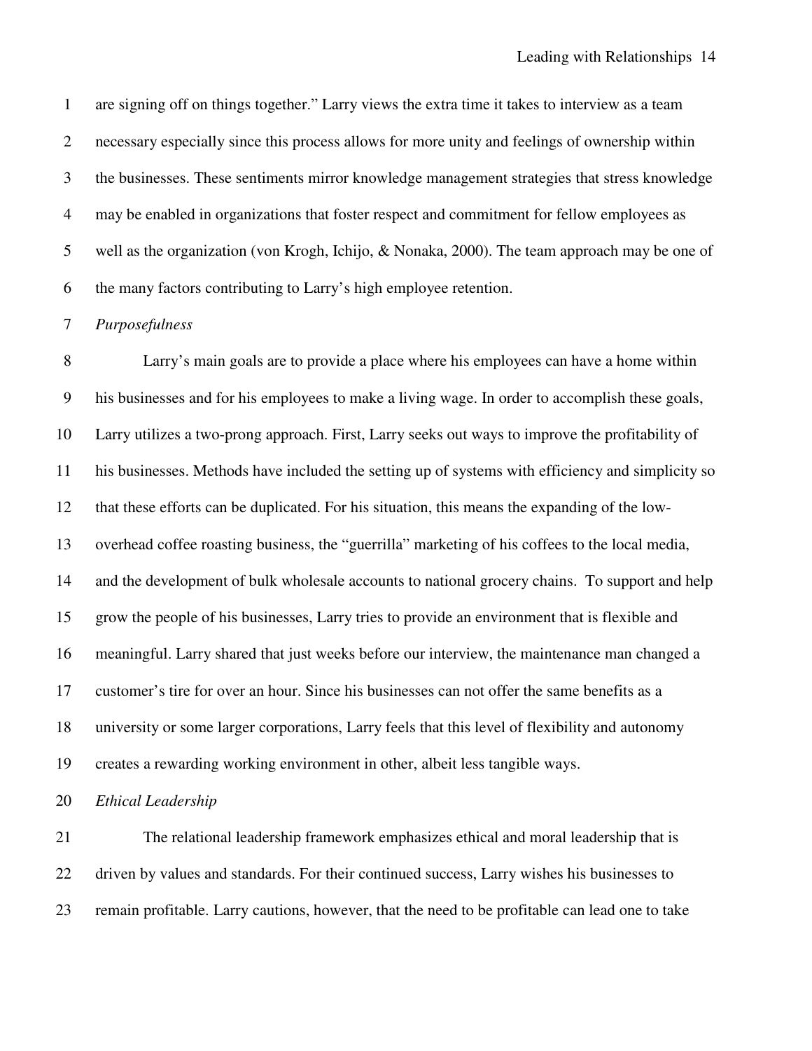are signing off on things together." Larry views the extra time it takes to interview as a team necessary especially since this process allows for more unity and feelings of ownership within the businesses. These sentiments mirror knowledge management strategies that stress knowledge may be enabled in organizations that foster respect and commitment for fellow employees as well as the organization (von Krogh, Ichijo, & Nonaka, 2000). The team approach may be one of the many factors contributing to Larry's high employee retention.

*Purposefulness*

Larry's main goals are to provide a place where his employees can have a home within his businesses and for his employees to make a living wage. In order to accomplish these goals, Larry utilizes a two-prong approach. First, Larry seeks out ways to improve the profitability of his businesses. Methods have included the setting up of systems with efficiency and simplicity so that these efforts can be duplicated. For his situation, this means the expanding of the low-overhead coffee roasting business, the "guerrilla" marketing of his coffees to the local media, and the development of bulk wholesale accounts to national grocery chains. To support and help grow the people of his businesses, Larry tries to provide an environment that is flexible and meaningful. Larry shared that just weeks before our interview, the maintenance man changed a customer's tire for over an hour. Since his businesses can not offer the same benefits as a university or some larger corporations, Larry feels that this level of flexibility and autonomy creates a rewarding working environment in other, albeit less tangible ways.

*Ethical Leadership*

The relational leadership framework emphasizes ethical and moral leadership that is driven by values and standards. For their continued success, Larry wishes his businesses to remain profitable. Larry cautions, however, that the need to be profitable can lead one to take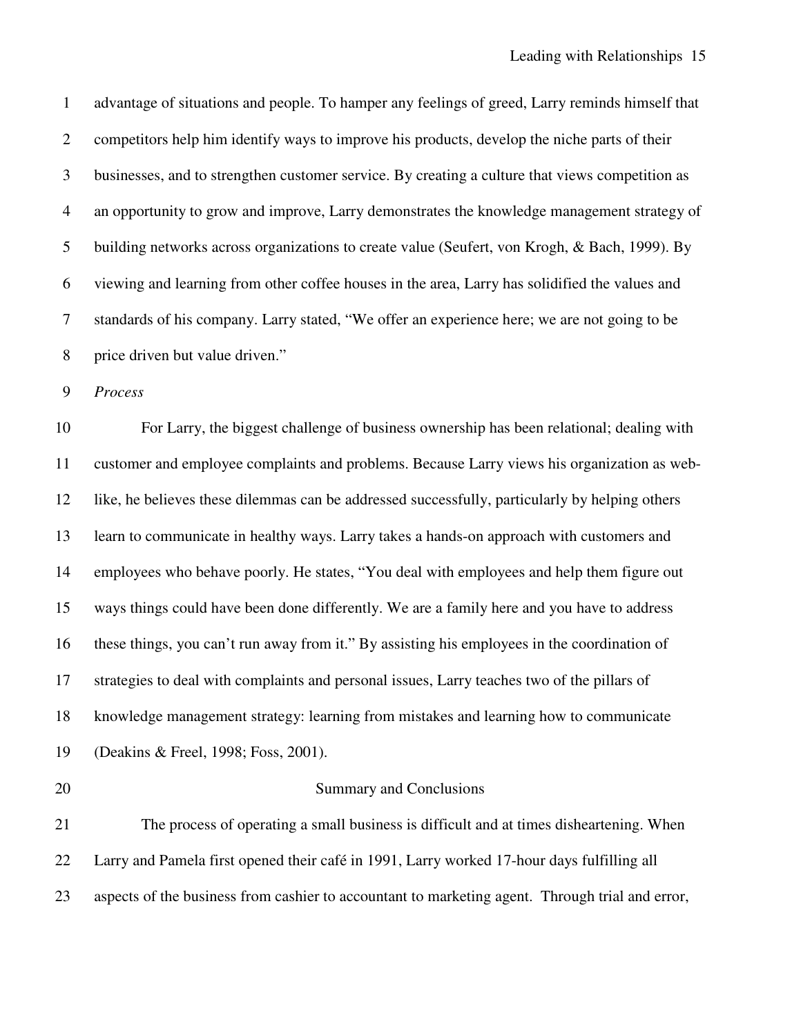advantage of situations and people. To hamper any feelings of greed, Larry reminds himself that competitors help him identify ways to improve his products, develop the niche parts of their businesses, and to strengthen customer service. By creating a culture that views competition as an opportunity to grow and improve, Larry demonstrates the knowledge management strategy of building networks across organizations to create value (Seufert, von Krogh, & Bach, 1999). By viewing and learning from other coffee houses in the area, Larry has solidified the values and standards of his company. Larry stated, "We offer an experience here; we are not going to be price driven but value driven."

*Process*

For Larry, the biggest challenge of business ownership has been relational; dealing with customer and employee complaints and problems. Because Larry views his organization as web-like, he believes these dilemmas can be addressed successfully, particularly by helping others learn to communicate in healthy ways. Larry takes a hands-on approach with customers and employees who behave poorly. He states, "You deal with employees and help them figure out ways things could have been done differently. We are a family here and you have to address these things, you can't run away from it." By assisting his employees in the coordination of strategies to deal with complaints and personal issues, Larry teaches two of the pillars of knowledge management strategy: learning from mistakes and learning how to communicate (Deakins & Freel, 1998; Foss, 2001).

## Summary and Conclusions

The process of operating a small business is difficult and at times disheartening. When Larry and Pamela first opened their café in 1991, Larry worked 17-hour days fulfilling all aspects of the business from cashier to accountant to marketing agent. Through trial and error,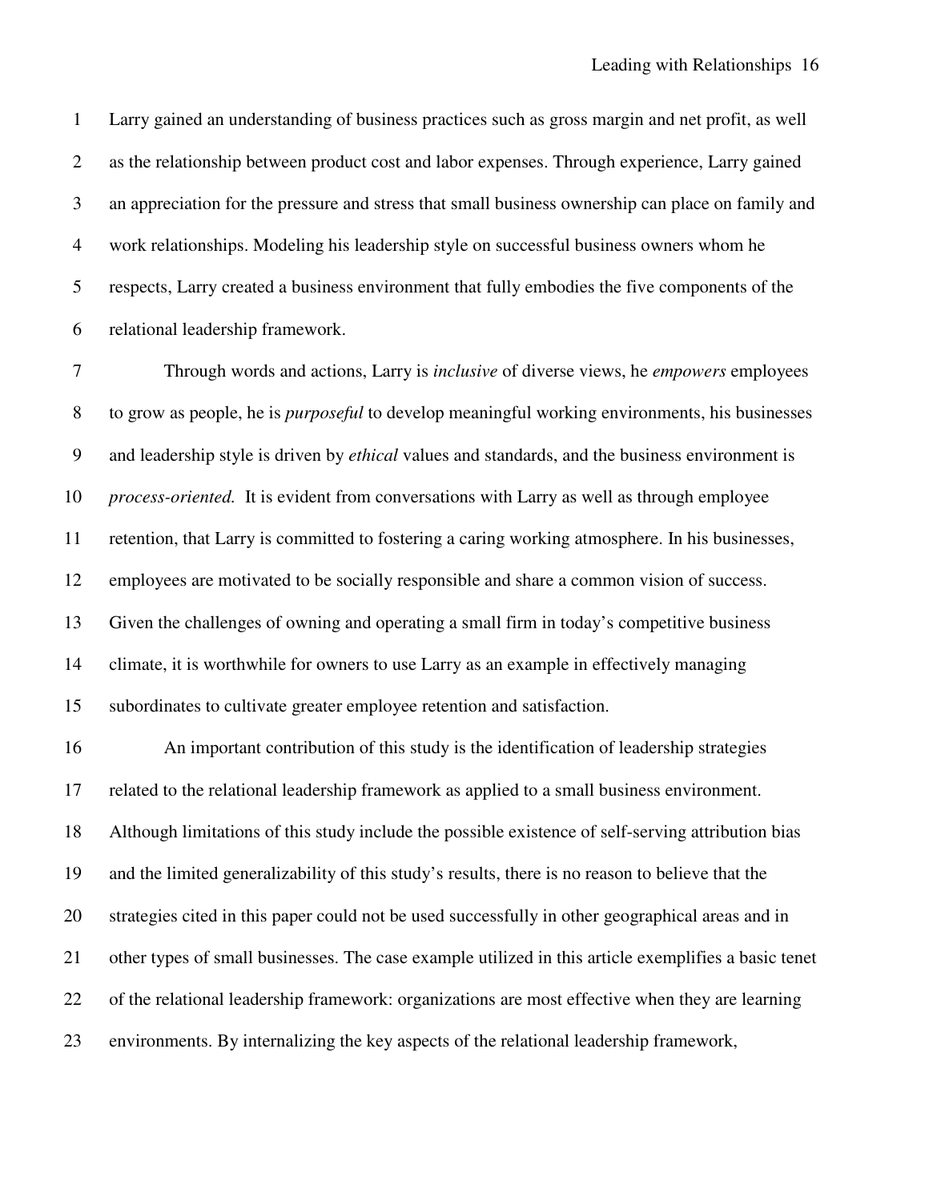Larry gained an understanding of business practices such as gross margin and net profit, as well as the relationship between product cost and labor expenses. Through experience, Larry gained an appreciation for the pressure and stress that small business ownership can place on family and work relationships. Modeling his leadership style on successful business owners whom he respects, Larry created a business environment that fully embodies the five components of the relational leadership framework.

Through words and actions, Larry is *inclusive* of diverse views, he *empowers* employees to grow as people, he is *purposeful* to develop meaningful working environments, his businesses and leadership style is driven by *ethical* values and standards, and the business environment is *process-oriented.* It is evident from conversations with Larry as well as through employee retention, that Larry is committed to fostering a caring working atmosphere. In his businesses, employees are motivated to be socially responsible and share a common vision of success. Given the challenges of owning and operating a small firm in today's competitive business climate, it is worthwhile for owners to use Larry as an example in effectively managing subordinates to cultivate greater employee retention and satisfaction.

An important contribution of this study is the identification of leadership strategies related to the relational leadership framework as applied to a small business environment. Although limitations of this study include the possible existence of self-serving attribution bias and the limited generalizability of this study's results, there is no reason to believe that the strategies cited in this paper could not be used successfully in other geographical areas and in other types of small businesses. The case example utilized in this article exemplifies a basic tenet of the relational leadership framework: organizations are most effective when they are learning environments. By internalizing the key aspects of the relational leadership framework,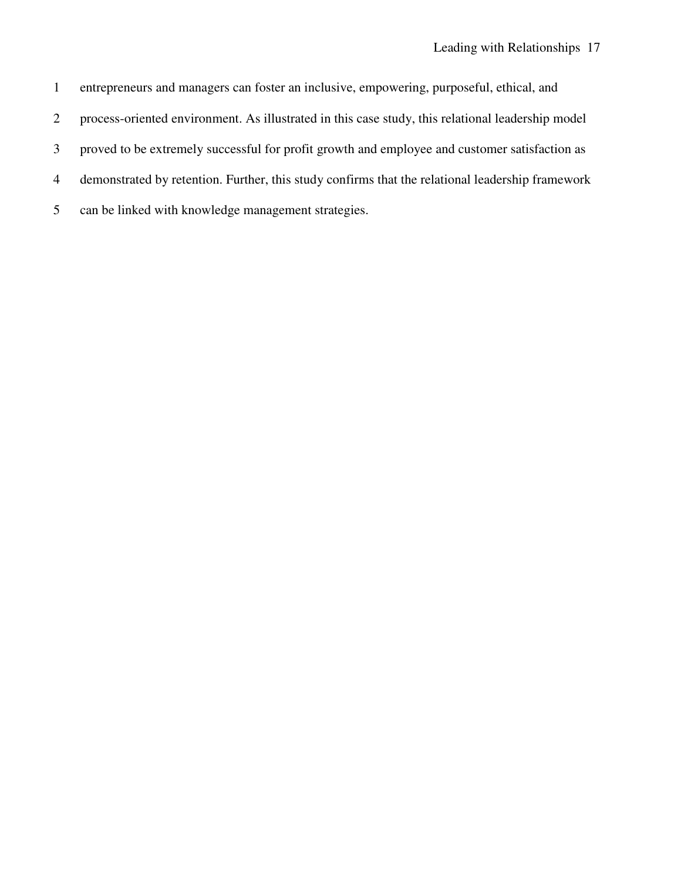entrepreneurs and managers can foster an inclusive, empowering, purposeful, ethical, and process-oriented environment. As illustrated in this case study, this relational leadership model proved to be extremely successful for profit growth and employee and customer satisfaction as demonstrated by retention. Further, this study confirms that the relational leadership framework can be linked with knowledge management strategies.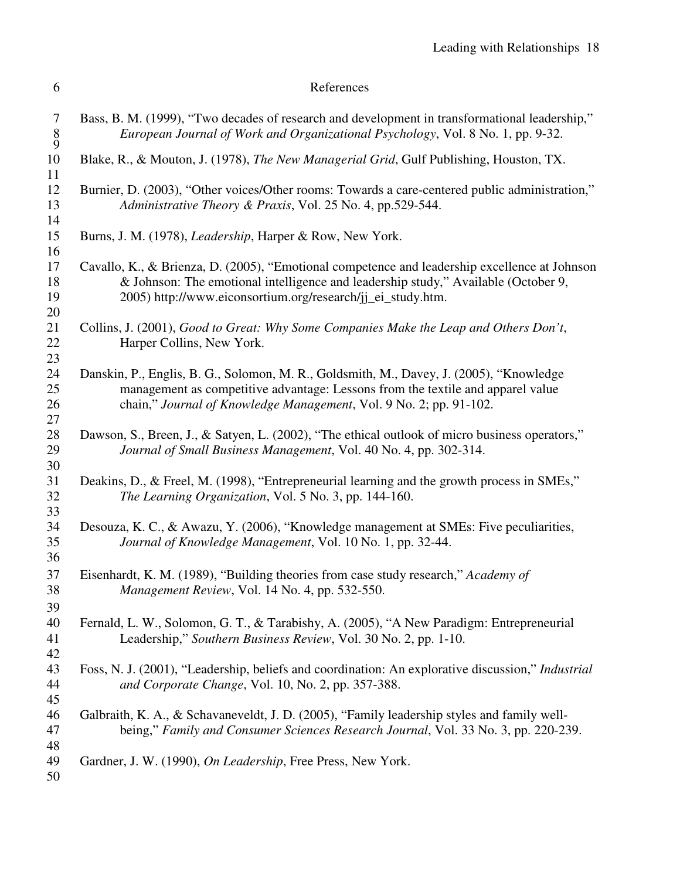# References

Bass, B. M. (1999), "Two decades of research and development in transformational leadership," *European Journal of Work and Organizational Psychology*, Vol. 8 No. 1, pp. 9-32.

Blake, R., & Mouton, J. (1978), *The New Managerial Grid*, Gulf Publishing, Houston, TX.

Burnier, D. (2003), "Other voices/Other rooms: Towards a care-centered public administration," *Administrative Theory & Praxis*, Vol. 25 No. 4, pp.529-544.

Burns, J. M. (1978), *Leadership*, Harper & Row, New York.

Cavallo, K., & Brienza, D. (2005), "Emotional competence and leadership excellence at Johnson & Johnson: The emotional intelligence and leadership study," Available (October 9, 2005) http://www.eiconsortium.org/research/jj_ei_study.htm.

Collins, J. (2001), *Good to Great: Why Some Companies Make the Leap and Others Don't*, Harper Collins, New York.

Danskin, P., Englis, B. G., Solomon, M. R., Goldsmith, M., Davey, J. (2005), "Knowledge management as competitive advantage: Lessons from the textile and apparel value chain," *Journal of Knowledge Management*, Vol. 9 No. 2; pp. 91-102.

Dawson, S., Breen, J., & Satyen, L. (2002), "The ethical outlook of micro business operators," *Journal of Small Business Management*, Vol. 40 No. 4, pp. 302-314.

Deakins, D., & Freel, M. (1998), "Entrepreneurial learning and the growth process in SMEs," *The Learning Organization*, Vol. 5 No. 3, pp. 144-160.

Desouza, K. C., & Awazu, Y. (2006), "Knowledge management at SMEs: Five peculiarities, *Journal of Knowledge Management*, Vol. 10 No. 1, pp. 32-44.

Eisenhardt, K. M. (1989), "Building theories from case study research," *Academy of Management Review*, Vol. 14 No. 4, pp. 532-550.

Fernald, L. W., Solomon, G. T., & Tarabishy, A. (2005), "A New Paradigm: Entrepreneurial Leadership," *Southern Business Review*, Vol. 30 No. 2, pp. 1-10.

Foss, N. J. (2001), "Leadership, beliefs and coordination: An explorative discussion," *Industrial and Corporate Change*, Vol. 10, No. 2, pp. 357-388.

Galbraith, K. A., & Schavaneveldt, J. D. (2005), "Family leadership styles and family well-being," *Family and Consumer Sciences Research Journal*, Vol. 33 No. 3, pp. 220-239.

Gardner, J. W. (1990), *On Leadership*, Free Press, New York.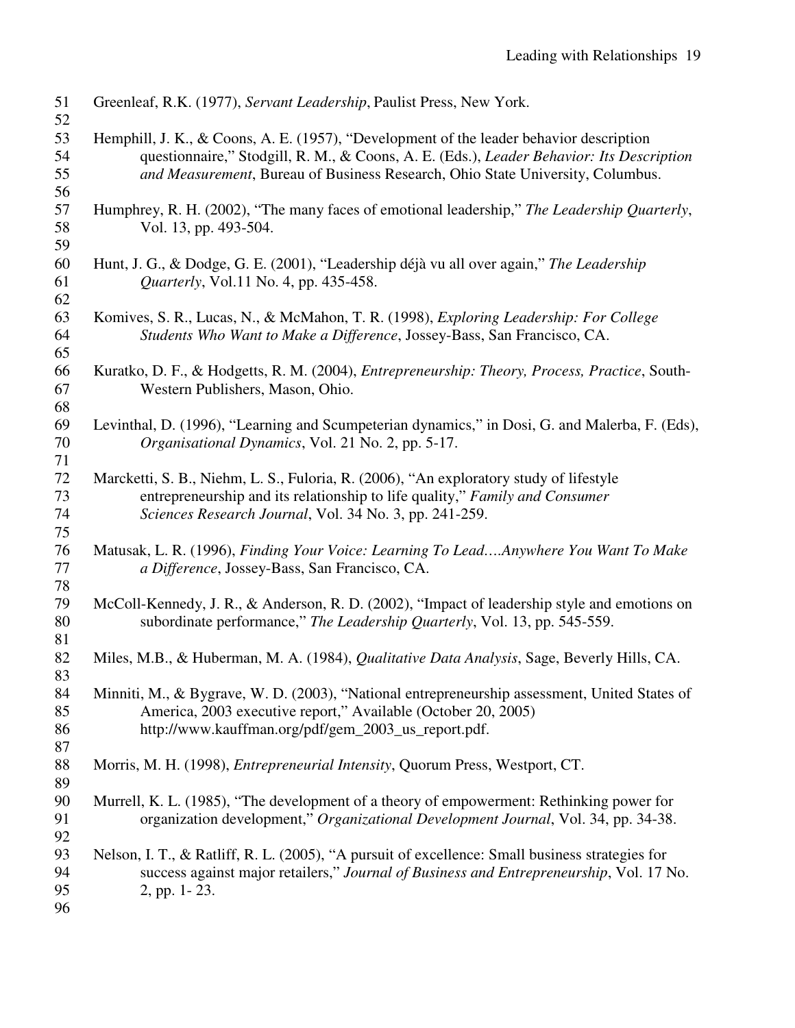Greenleaf, R.K. (1977), *Servant Leadership*, Paulist Press, New York.

Hemphill, J. K., & Coons, A. E. (1957), "Development of the leader behavior description questionnaire," Stodgill, R. M., & Coons, A. E. (Eds.), *Leader Behavior: Its Description and Measurement*, Bureau of Business Research, Ohio State University, Columbus.

Humphrey, R. H. (2002), "The many faces of emotional leadership," *The Leadership Quarterly*, Vol. 13, pp. 493-504.

Hunt, J. G., & Dodge, G. E. (2001), "Leadership déjà vu all over again," *The Leadership Quarterly*, Vol.11 No. 4, pp. 435-458.

Komives, S. R., Lucas, N., & McMahon, T. R. (1998), *Exploring Leadership: For College Students Who Want to Make a Difference*, Jossey-Bass, San Francisco, CA.

Kuratko, D. F., & Hodgetts, R. M. (2004), *Entrepreneurship: Theory, Process, Practice*, South-Western Publishers, Mason, Ohio.

Levinthal, D. (1996), "Learning and Scumpeterian dynamics," in Dosi, G. and Malerba, F. (Eds), *Organisational Dynamics*, Vol. 21 No. 2, pp. 5-17.

Marcketti, S. B., Niehm, L. S., Fuloria, R. (2006), "An exploratory study of lifestyle entrepreneurship and its relationship to life quality," *Family and Consumer Sciences Research Journal*, Vol. 34 No. 3, pp. 241-259.

Matusak, L. R. (1996), *Finding Your Voice: Learning To Lead….Anywhere You Want To Make a Difference*, Jossey-Bass, San Francisco, CA.

McColl-Kennedy, J. R., & Anderson, R. D. (2002), "Impact of leadership style and emotions on subordinate performance," *The Leadership Quarterly*, Vol. 13, pp. 545-559.

Miles, M.B., & Huberman, M. A. (1984), *Qualitative Data Analysis*, Sage, Beverly Hills, CA.

Minniti, M., & Bygrave, W. D. (2003), "National entrepreneurship assessment, United States of America, 2003 executive report," Available (October 20, 2005) http://www.kauffman.org/pdf/gem_2003_us_report.pdf.

Morris, M. H. (1998), *Entrepreneurial Intensity*, Quorum Press, Westport, CT.

Murrell, K. L. (1985), "The development of a theory of empowerment: Rethinking power for organization development," *Organizational Development Journal*, Vol. 34, pp. 34-38.

Nelson, I. T., & Ratliff, R. L. (2005), "A pursuit of excellence: Small business strategies for success against major retailers," *Journal of Business and Entrepreneurship*, Vol. 17 No. 2, pp. 1- 23.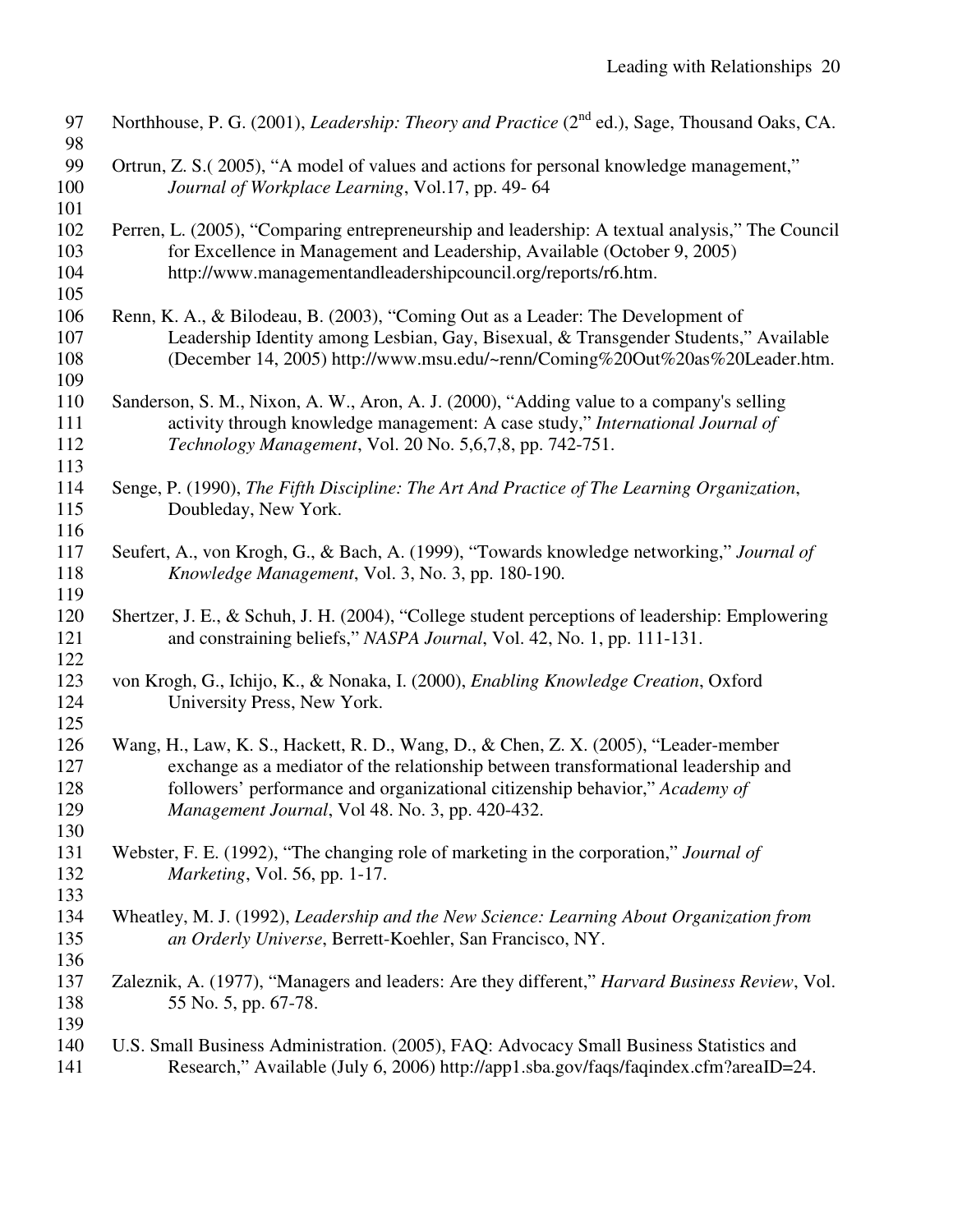Northhouse, P. G. (2001), *Leadership: Theory and Practice* ($2^{nd}$ ed.), Sage, Thousand Oaks, CA.

Ortrun, Z. S.( 2005), "A model of values and actions for personal knowledge management," *Journal of Workplace Learning*, Vol.17, pp. 49- 64

Perren, L. (2005), "Comparing entrepreneurship and leadership: A textual analysis," The Council for Excellence in Management and Leadership, Available (October 9, 2005) http://www.managementandleadershipcouncil.org/reports/r6.htm.

Renn, K. A., & Bilodeau, B. (2003), "Coming Out as a Leader: The Development of Leadership Identity among Lesbian, Gay, Bisexual, & Transgender Students," Available (December 14, 2005) http://www.msu.edu/~renn/Coming%20Out%20as%20Leader.htm.

Sanderson, S. M., Nixon, A. W., Aron, A. J. (2000), "Adding value to a company's selling activity through knowledge management: A case study," *International Journal of Technology Management*, Vol. 20 No. 5,6,7,8, pp. 742-751.

Senge, P. (1990), *The Fifth Discipline: The Art And Practice of The Learning Organization*, Doubleday, New York.

Seufert, A., von Krogh, G., & Bach, A. (1999), "Towards knowledge networking," *Journal of Knowledge Management*, Vol. 3, No. 3, pp. 180-190.

Shertzer, J. E., & Schuh, J. H. (2004), "College student perceptions of leadership: Emplowering and constraining beliefs," *NASPA Journal*, Vol. 42, No. 1, pp. 111-131.

von Krogh, G., Ichijo, K., & Nonaka, I. (2000), *Enabling Knowledge Creation*, Oxford University Press, New York.

Wang, H., Law, K. S., Hackett, R. D., Wang, D., & Chen, Z. X. (2005), "Leader-member exchange as a mediator of the relationship between transformational leadership and followers' performance and organizational citizenship behavior," *Academy of Management Journal*, Vol 48. No. 3, pp. 420-432.

Webster, F. E. (1992), "The changing role of marketing in the corporation," *Journal of Marketing*, Vol. 56, pp. 1-17.

Wheatley, M. J. (1992), *Leadership and the New Science: Learning About Organization from an Orderly Universe*, Berrett-Koehler, San Francisco, NY.

Zaleznik, A. (1977), "Managers and leaders: Are they different," *Harvard Business Review*, Vol. 55 No. 5, pp. 67-78.

U.S. Small Business Administration. (2005), FAQ: Advocacy Small Business Statistics and Research," Available (July 6, 2006) http://app1.sba.gov/faqs/faqindex.cfm?areaID=24.